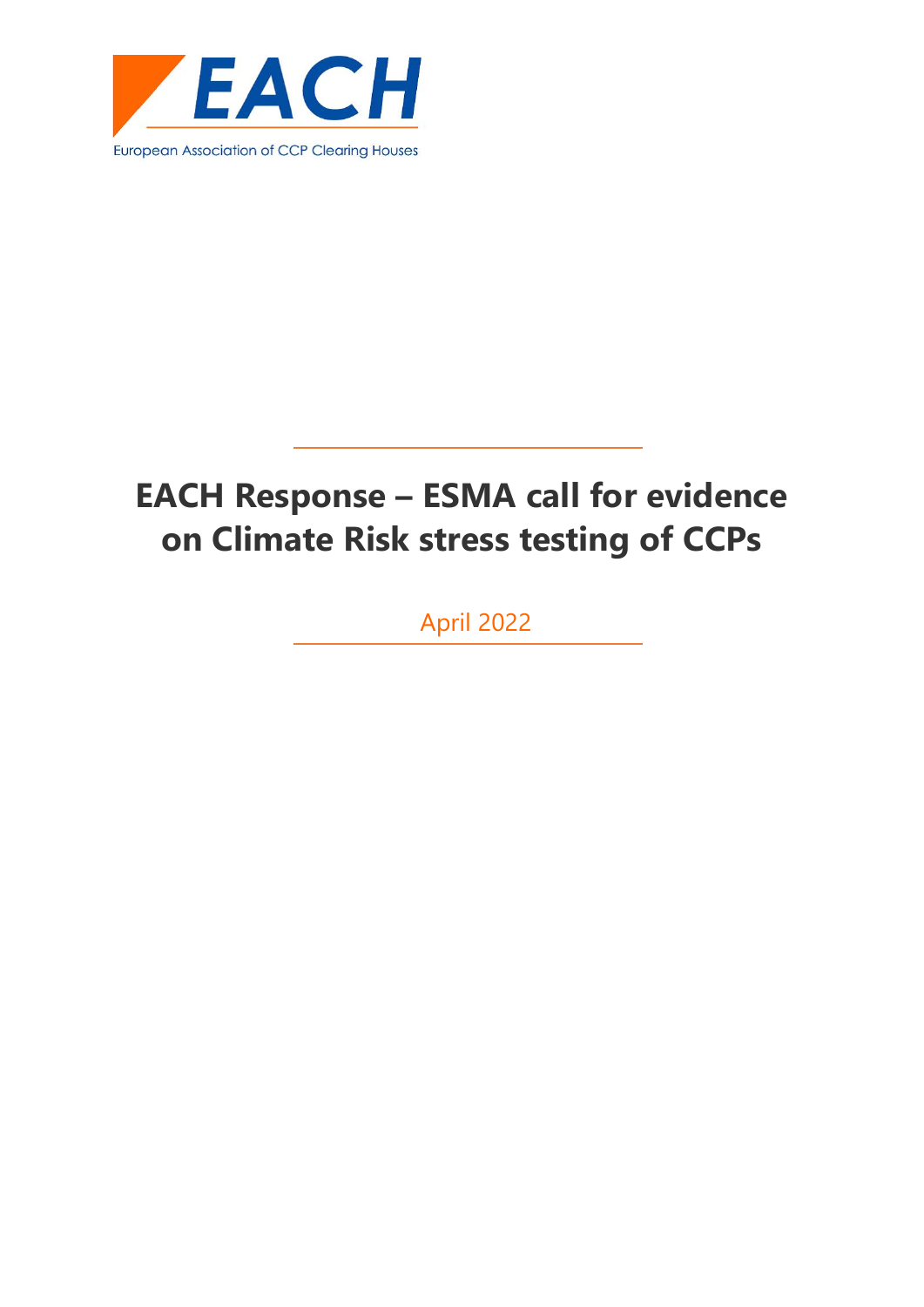EACH

European Association of CCP Clearing Houses

# EACH Response – ESMA call for evidence on Climate Risk stress testing of CCPs

April 2022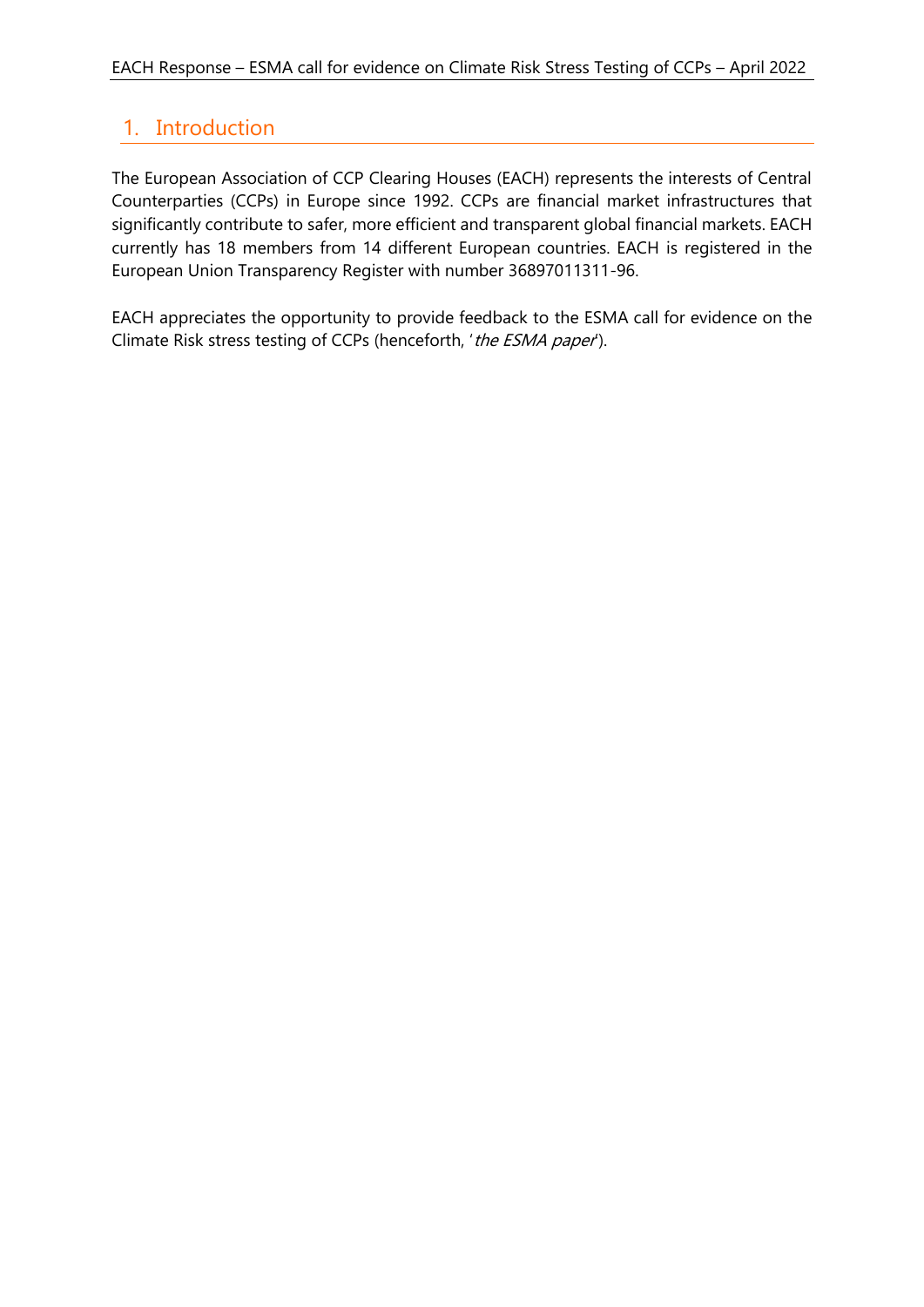## 1. Introduction

The European Association of CCP Clearing Houses (EACH) represents the interests of Central Counterparties (CCPs) in Europe since 1992. CCPs are financial market infrastructures that significantly contribute to safer, more efficient and transparent global financial markets. EACH currently has 18 members from 14 different European countries. EACH is registered in the European Union Transparency Register with number 36897011311-96.

EACH appreciates the opportunity to provide feedback to the ESMA call for evidence on the Climate Risk stress testing of CCPs (henceforth, '*the ESMA paper*').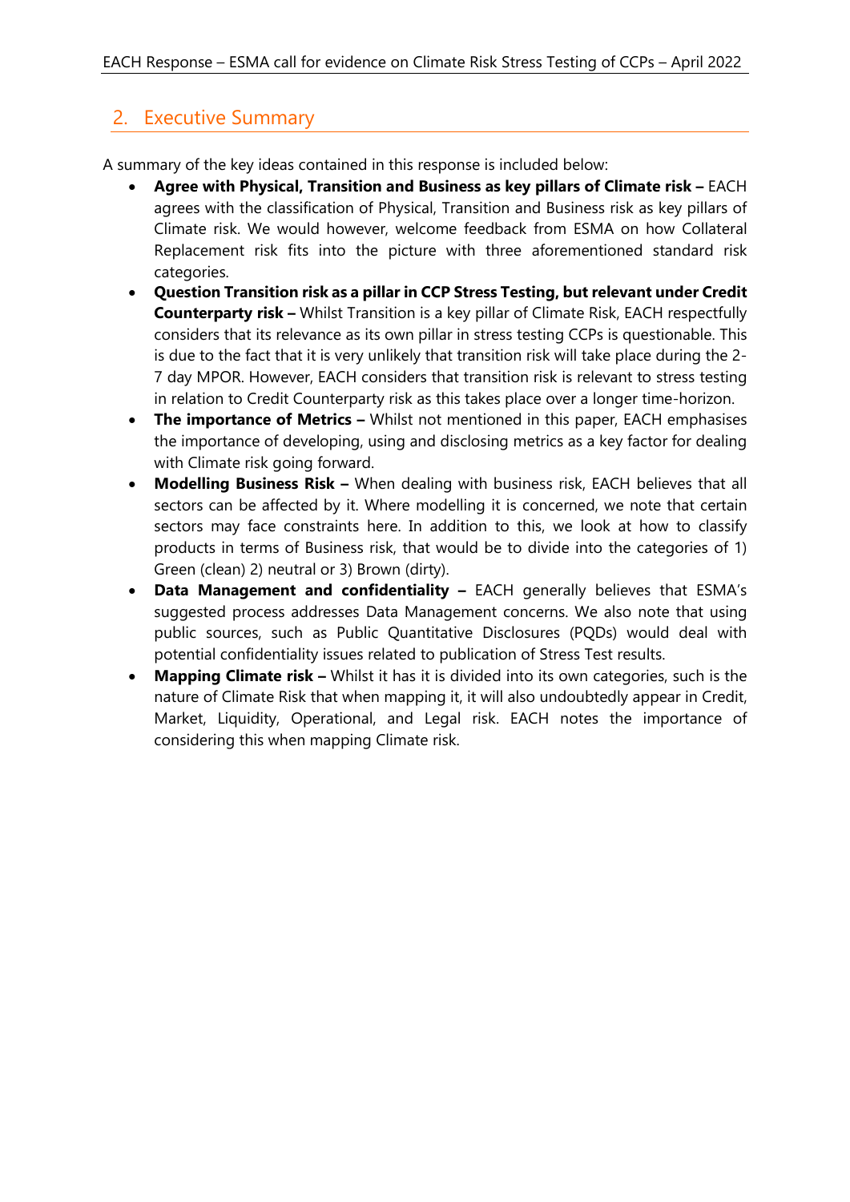## 2. Executive Summary

A summary of the key ideas contained in this response is included below:

- **Agree with Physical, Transition and Business as key pillars of Climate risk –** EACH agrees with the classification of Physical, Transition and Business risk as key pillars of Climate risk. We would however, welcome feedback from ESMA on how Collateral Replacement risk fits into the picture with three aforementioned standard risk categories.
- **Question Transition risk as a pillar in CCP Stress Testing, but relevant under Credit Counterparty risk –** Whilst Transition is a key pillar of Climate Risk, EACH respectfully considers that its relevance as its own pillar in stress testing CCPs is questionable. This is due to the fact that it is very unlikely that transition risk will take place during the 2-7 day MPOR. However, EACH considers that transition risk is relevant to stress testing in relation to Credit Counterparty risk as this takes place over a longer time-horizon.
- **The importance of Metrics –** Whilst not mentioned in this paper, EACH emphasises the importance of developing, using and disclosing metrics as a key factor for dealing with Climate risk going forward.
- **Modelling Business Risk –** When dealing with business risk, EACH believes that all sectors can be affected by it. Where modelling it is concerned, we note that certain sectors may face constraints here. In addition to this, we look at how to classify products in terms of Business risk, that would be to divide into the categories of 1) Green (clean) 2) neutral or 3) Brown (dirty).
- **Data Management and confidentiality –** EACH generally believes that ESMA's suggested process addresses Data Management concerns. We also note that using public sources, such as Public Quantitative Disclosures (PQDs) would deal with potential confidentiality issues related to publication of Stress Test results.
- **Mapping Climate risk –** Whilst it has it is divided into its own categories, such is the nature of Climate Risk that when mapping it, it will also undoubtedly appear in Credit, Market, Liquidity, Operational, and Legal risk. EACH notes the importance of considering this when mapping Climate risk.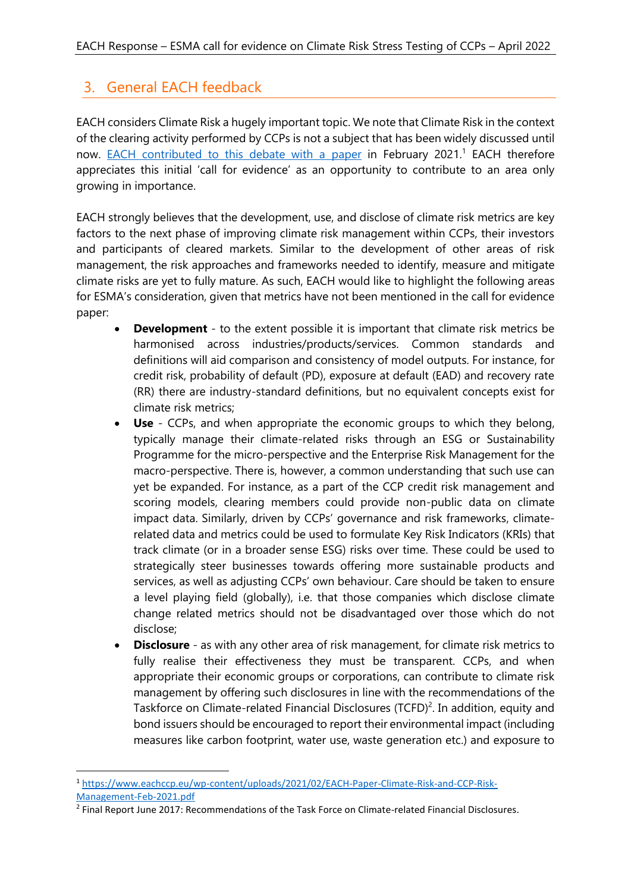## 3. General EACH feedback

EACH considers Climate Risk a hugely important topic. We note that Climate Risk in the context of the clearing activity performed by CCPs is not a subject that has been widely discussed until now. [EACH contributed to this debate with a paper](https://www.eachccp.eu/wp-content/uploads/2021/02/EACH-Paper-Climate-Risk-and-CCP-Risk-Management-Feb-2021.pdf) in February 2021.[1] EACH therefore appreciates this initial 'call for evidence' as an opportunity to contribute to an area only growing in importance.

EACH strongly believes that the development, use, and disclose of climate risk metrics are key factors to the next phase of improving climate risk management within CCPs, their investors and participants of cleared markets. Similar to the development of other areas of risk management, the risk approaches and frameworks needed to identify, measure and mitigate climate risks are yet to fully mature. As such, EACH would like to highlight the following areas for ESMA's consideration, given that metrics have not been mentioned in the call for evidence paper:

- **Development** - to the extent possible it is important that climate risk metrics be harmonised across industries/products/services. Common standards and definitions will aid comparison and consistency of model outputs. For instance, for credit risk, probability of default (PD), exposure at default (EAD) and recovery rate (RR) there are industry-standard definitions, but no equivalent concepts exist for climate risk metrics;
- **Use** - CCPs, and when appropriate the economic groups to which they belong, typically manage their climate-related risks through an ESG or Sustainability Programme for the micro-perspective and the Enterprise Risk Management for the macro-perspective. There is, however, a common understanding that such use can yet be expanded. For instance, as a part of the CCP credit risk management and scoring models, clearing members could provide non-public data on climate impact data. Similarly, driven by CCPs' governance and risk frameworks, climate-related data and metrics could be used to formulate Key Risk Indicators (KRIs) that track climate (or in a broader sense ESG) risks over time. These could be used to strategically steer businesses towards offering more sustainable products and services, as well as adjusting CCPs' own behaviour. Care should be taken to ensure a level playing field (globally), i.e. that those companies which disclose climate change related metrics should not be disadvantaged over those which do not disclose;
- **Disclosure** - as with any other area of risk management, for climate risk metrics to fully realise their effectiveness they must be transparent. CCPs, and when appropriate their economic groups or corporations, can contribute to climate risk management by offering such disclosures in line with the recommendations of the Taskforce on Climate-related Financial Disclosures (TCFD)[2]. In addition, equity and bond issuers should be encouraged to report their environmental impact (including measures like carbon footprint, water use, waste generation etc.) and exposure to

---

[1] https://www.eachccp.eu/wp-content/uploads/2021/02/EACH-Paper-Climate-Risk-and-CCP-Risk-Management-Feb-2021.pdf

[2] Final Report June 2017: Recommendations of the Task Force on Climate-related Financial Disclosures.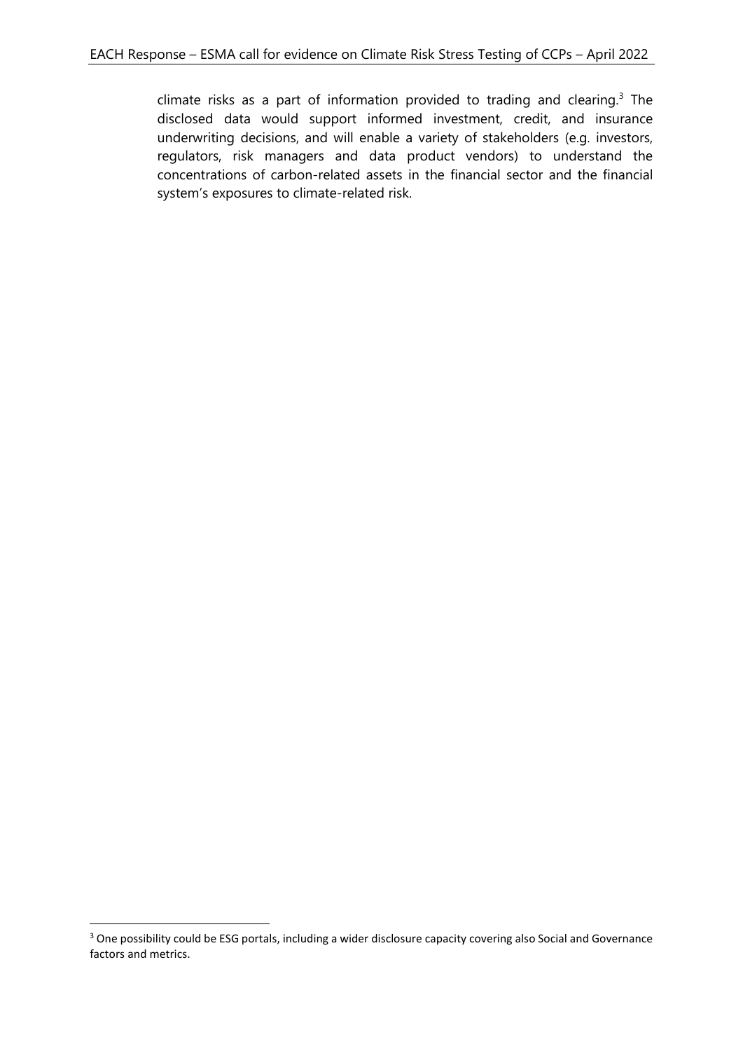climate risks as a part of information provided to trading and clearing.[3] The disclosed data would support informed investment, credit, and insurance underwriting decisions, and will enable a variety of stakeholders (e.g. investors, regulators, risk managers and data product vendors) to understand the concentrations of carbon-related assets in the financial sector and the financial system's exposures to climate-related risk.

[3] One possibility could be ESG portals, including a wider disclosure capacity covering also Social and Governance factors and metrics.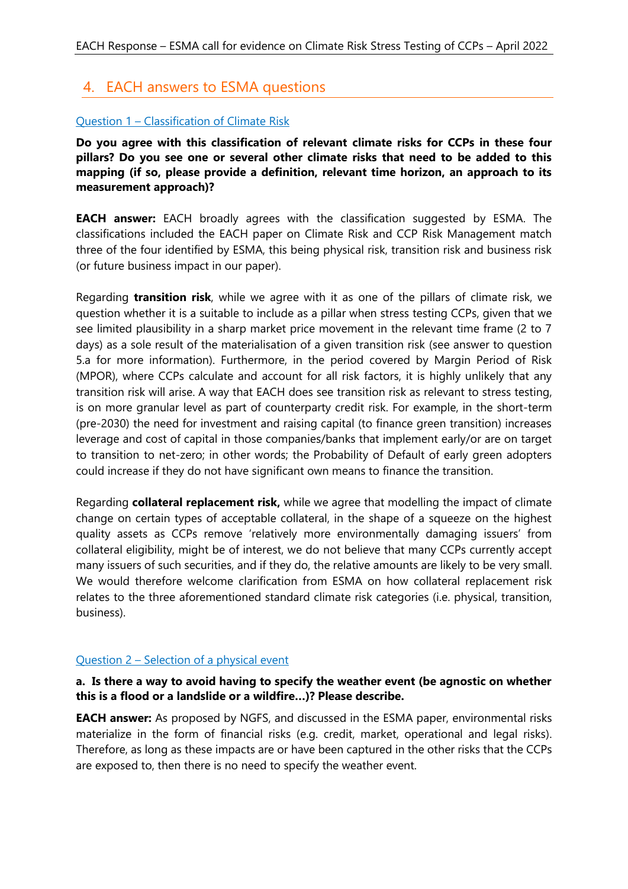## 4. EACH answers to ESMA questions

### Question 1 – Classification of Climate Risk

**Do you agree with this classification of relevant climate risks for CCPs in these four pillars? Do you see one or several other climate risks that need to be added to this mapping (if so, please provide a definition, relevant time horizon, an approach to its measurement approach)?**

**EACH answer:** EACH broadly agrees with the classification suggested by ESMA. The classifications included the EACH paper on Climate Risk and CCP Risk Management match three of the four identified by ESMA, this being physical risk, transition risk and business risk (or future business impact in our paper).

Regarding **transition risk**, while we agree with it as one of the pillars of climate risk, we question whether it is a suitable to include as a pillar when stress testing CCPs, given that we see limited plausibility in a sharp market price movement in the relevant time frame (2 to 7 days) as a sole result of the materialisation of a given transition risk (see answer to question 5.a for more information). Furthermore, in the period covered by Margin Period of Risk (MPOR), where CCPs calculate and account for all risk factors, it is highly unlikely that any transition risk will arise. A way that EACH does see transition risk as relevant to stress testing, is on more granular level as part of counterparty credit risk. For example, in the short-term (pre-2030) the need for investment and raising capital (to finance green transition) increases leverage and cost of capital in those companies/banks that implement early/or are on target to transition to net-zero; in other words; the Probability of Default of early green adopters could increase if they do not have significant own means to finance the transition.

Regarding **collateral replacement risk,** while we agree that modelling the impact of climate change on certain types of acceptable collateral, in the shape of a squeeze on the highest quality assets as CCPs remove 'relatively more environmentally damaging issuers' from collateral eligibility, might be of interest, we do not believe that many CCPs currently accept many issuers of such securities, and if they do, the relative amounts are likely to be very small. We would therefore welcome clarification from ESMA on how collateral replacement risk relates to the three aforementioned standard climate risk categories (i.e. physical, transition, business).

### Question 2 – Selection of a physical event

**a. Is there a way to avoid having to specify the weather event (be agnostic on whether this is a flood or a landslide or a wildfire…)? Please describe.**

**EACH answer:** As proposed by NGFS, and discussed in the ESMA paper, environmental risks materialize in the form of financial risks (e.g. credit, market, operational and legal risks). Therefore, as long as these impacts are or have been captured in the other risks that the CCPs are exposed to, then there is no need to specify the weather event.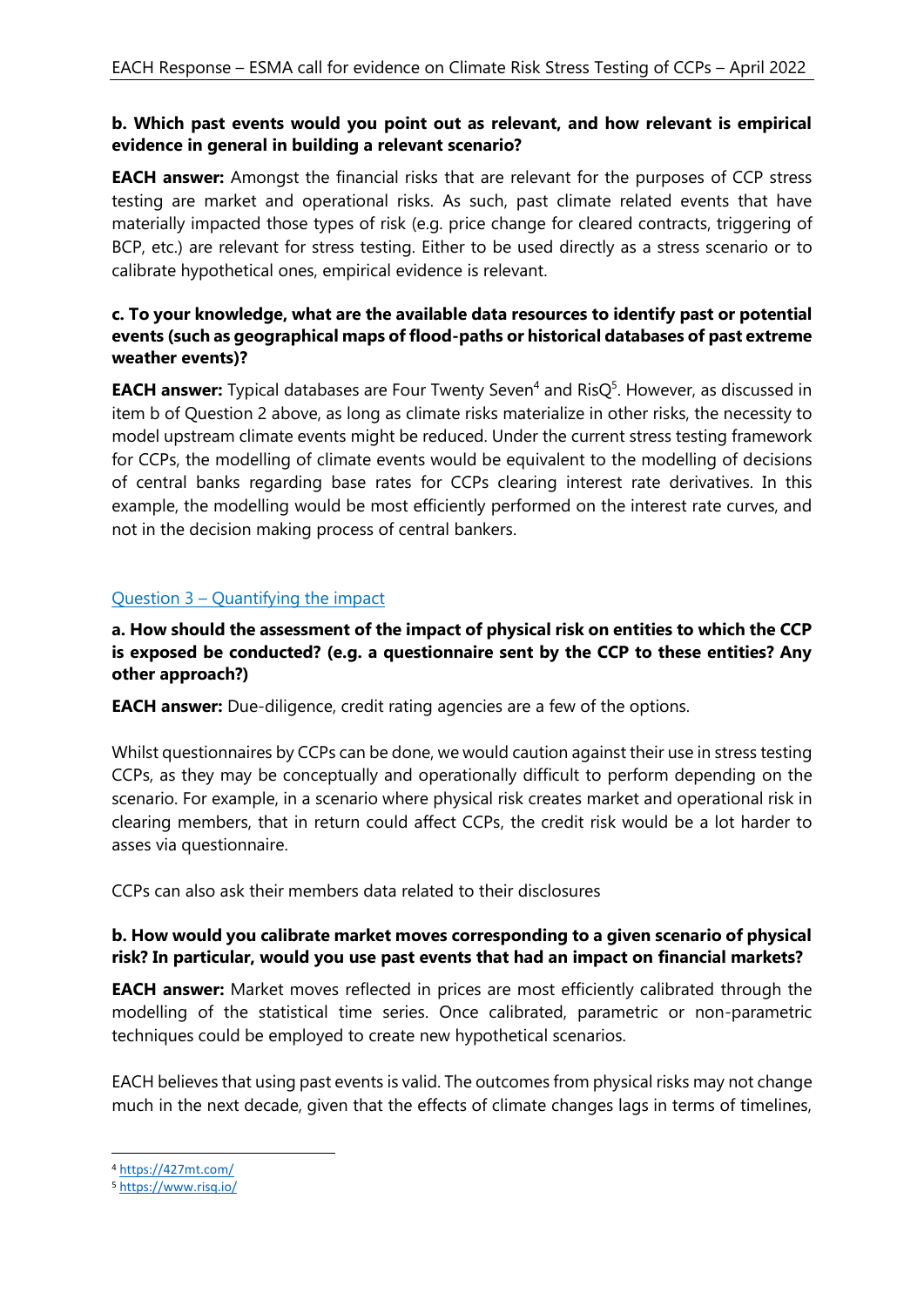**b. Which past events would you point out as relevant, and how relevant is empirical evidence in general in building a relevant scenario?**

**EACH answer:** Amongst the financial risks that are relevant for the purposes of CCP stress testing are market and operational risks. As such, past climate related events that have materially impacted those types of risk (e.g. price change for cleared contracts, triggering of BCP, etc.) are relevant for stress testing. Either to be used directly as a stress scenario or to calibrate hypothetical ones, empirical evidence is relevant.

**c. To your knowledge, what are the available data resources to identify past or potential events (such as geographical maps of flood-paths or historical databases of past extreme weather events)?**

**EACH answer:** Typical databases are Four Twenty Seven[4] and RisQ[5]. However, as discussed in item b of Question 2 above, as long as climate risks materialize in other risks, the necessity to model upstream climate events might be reduced. Under the current stress testing framework for CCPs, the modelling of climate events would be equivalent to the modelling of decisions of central banks regarding base rates for CCPs clearing interest rate derivatives. In this example, the modelling would be most efficiently performed on the interest rate curves, and not in the decision making process of central bankers.

## Question 3 – Quantifying the impact

**a. How should the assessment of the impact of physical risk on entities to which the CCP is exposed be conducted? (e.g. a questionnaire sent by the CCP to these entities? Any other approach?)**

**EACH answer:** Due-diligence, credit rating agencies are a few of the options.

Whilst questionnaires by CCPs can be done, we would caution against their use in stress testing CCPs, as they may be conceptually and operationally difficult to perform depending on the scenario. For example, in a scenario where physical risk creates market and operational risk in clearing members, that in return could affect CCPs, the credit risk would be a lot harder to asses via questionnaire.

CCPs can also ask their members data related to their disclosures

**b. How would you calibrate market moves corresponding to a given scenario of physical risk? In particular, would you use past events that had an impact on financial markets?**

**EACH answer:** Market moves reflected in prices are most efficiently calibrated through the modelling of the statistical time series. Once calibrated, parametric or non-parametric techniques could be employed to create new hypothetical scenarios.

EACH believes that using past events is valid. The outcomes from physical risks may not change much in the next decade, given that the effects of climate changes lags in terms of timelines,

[4] https://427mt.com/

[5] https://www.risq.io/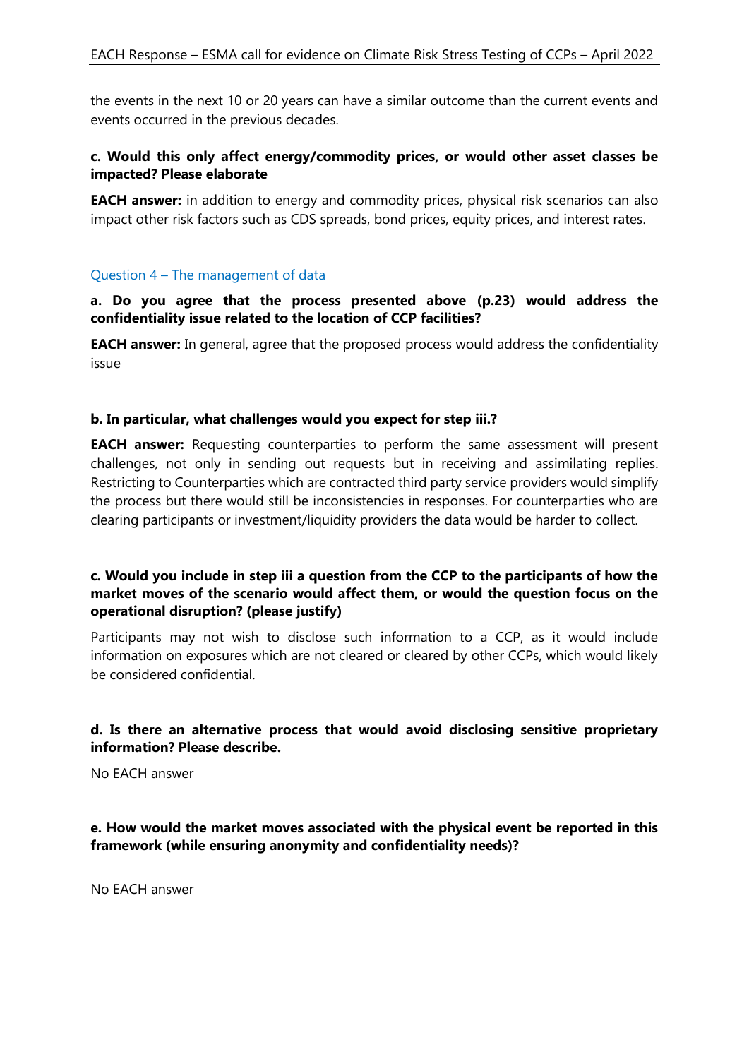the events in the next 10 or 20 years can have a similar outcome than the current events and events occurred in the previous decades.

**c. Would this only affect energy/commodity prices, or would other asset classes be impacted? Please elaborate**

**EACH answer:** in addition to energy and commodity prices, physical risk scenarios can also impact other risk factors such as CDS spreads, bond prices, equity prices, and interest rates.

### Question 4 – The management of data

**a. Do you agree that the process presented above (p.23) would address the confidentiality issue related to the location of CCP facilities?**

**EACH answer:** In general, agree that the proposed process would address the confidentiality issue

**b. In particular, what challenges would you expect for step iii.?**

**EACH answer:** Requesting counterparties to perform the same assessment will present challenges, not only in sending out requests but in receiving and assimilating replies. Restricting to Counterparties which are contracted third party service providers would simplify the process but there would still be inconsistencies in responses. For counterparties who are clearing participants or investment/liquidity providers the data would be harder to collect.

**c. Would you include in step iii a question from the CCP to the participants of how the market moves of the scenario would affect them, or would the question focus on the operational disruption? (please justify)**

Participants may not wish to disclose such information to a CCP, as it would include information on exposures which are not cleared or cleared by other CCPs, which would likely be considered confidential.

**d. Is there an alternative process that would avoid disclosing sensitive proprietary information? Please describe.**

No EACH answer

**e. How would the market moves associated with the physical event be reported in this framework (while ensuring anonymity and confidentiality needs)?**

No EACH answer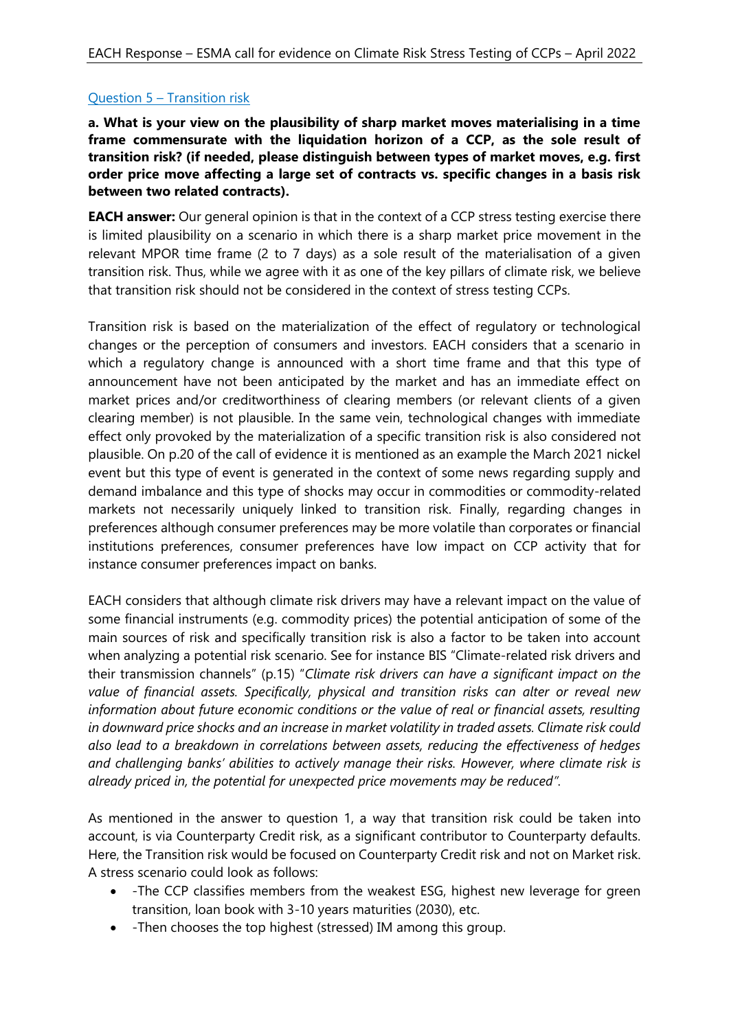Question 5 – Transition risk

**a. What is your view on the plausibility of sharp market moves materialising in a time frame commensurate with the liquidation horizon of a CCP, as the sole result of transition risk? (if needed, please distinguish between types of market moves, e.g. first order price move affecting a large set of contracts vs. specific changes in a basis risk between two related contracts).**

**EACH answer:** Our general opinion is that in the context of a CCP stress testing exercise there is limited plausibility on a scenario in which there is a sharp market price movement in the relevant MPOR time frame (2 to 7 days) as a sole result of the materialisation of a given transition risk. Thus, while we agree with it as one of the key pillars of climate risk, we believe that transition risk should not be considered in the context of stress testing CCPs.

Transition risk is based on the materialization of the effect of regulatory or technological changes or the perception of consumers and investors. EACH considers that a scenario in which a regulatory change is announced with a short time frame and that this type of announcement have not been anticipated by the market and has an immediate effect on market prices and/or creditworthiness of clearing members (or relevant clients of a given clearing member) is not plausible. In the same vein, technological changes with immediate effect only provoked by the materialization of a specific transition risk is also considered not plausible. On p.20 of the call of evidence it is mentioned as an example the March 2021 nickel event but this type of event is generated in the context of some news regarding supply and demand imbalance and this type of shocks may occur in commodities or commodity-related markets not necessarily uniquely linked to transition risk. Finally, regarding changes in preferences although consumer preferences may be more volatile than corporates or financial institutions preferences, consumer preferences have low impact on CCP activity that for instance consumer preferences impact on banks.

EACH considers that although climate risk drivers may have a relevant impact on the value of some financial instruments (e.g. commodity prices) the potential anticipation of some of the main sources of risk and specifically transition risk is also a factor to be taken into account when analyzing a potential risk scenario. See for instance BIS "Climate-related risk drivers and their transmission channels" (p.15) "*Climate risk drivers can have a significant impact on the value of financial assets. Specifically, physical and transition risks can alter or reveal new information about future economic conditions or the value of real or financial assets, resulting in downward price shocks and an increase in market volatility in traded assets. Climate risk could also lead to a breakdown in correlations between assets, reducing the effectiveness of hedges and challenging banks' abilities to actively manage their risks. However, where climate risk is already priced in, the potential for unexpected price movements may be reduced*".

As mentioned in the answer to question 1, a way that transition risk could be taken into account, is via Counterparty Credit risk, as a significant contributor to Counterparty defaults. Here, the Transition risk would be focused on Counterparty Credit risk and not on Market risk. A stress scenario could look as follows:

- -The CCP classifies members from the weakest ESG, highest new leverage for green transition, loan book with 3-10 years maturities (2030), etc.
- -Then chooses the top highest (stressed) IM among this group.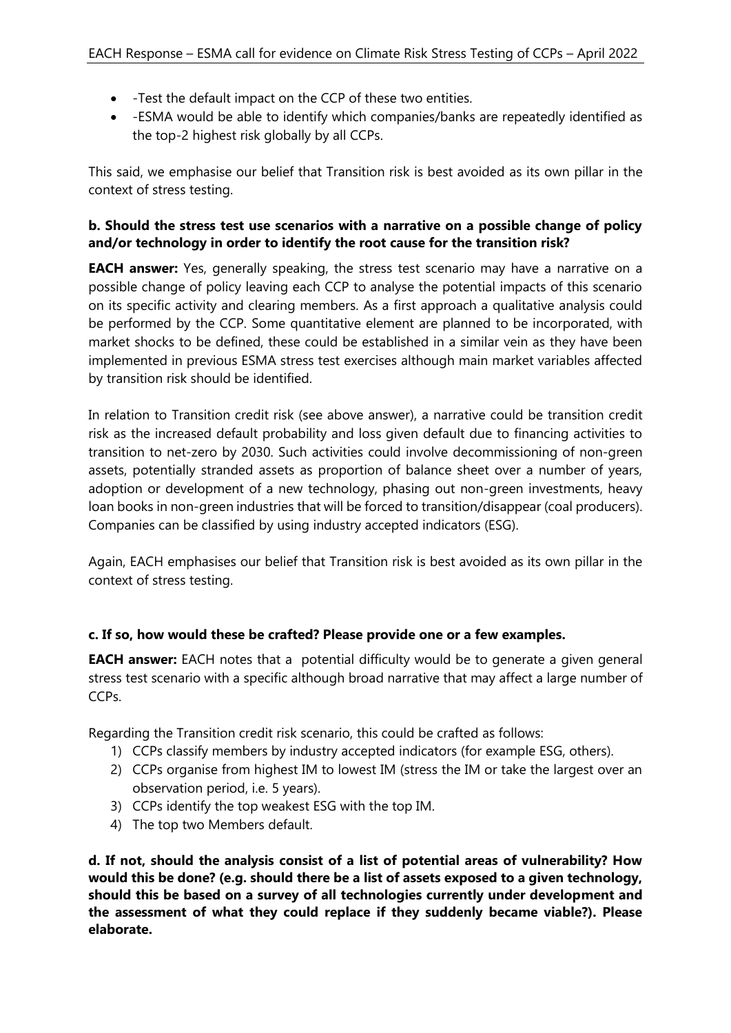- -Test the default impact on the CCP of these two entities.
- -ESMA would be able to identify which companies/banks are repeatedly identified as the top-2 highest risk globally by all CCPs.

This said, we emphasise our belief that Transition risk is best avoided as its own pillar in the context of stress testing.

**b. Should the stress test use scenarios with a narrative on a possible change of policy and/or technology in order to identify the root cause for the transition risk?**

**EACH answer:** Yes, generally speaking, the stress test scenario may have a narrative on a possible change of policy leaving each CCP to analyse the potential impacts of this scenario on its specific activity and clearing members. As a first approach a qualitative analysis could be performed by the CCP. Some quantitative element are planned to be incorporated, with market shocks to be defined, these could be established in a similar vein as they have been implemented in previous ESMA stress test exercises although main market variables affected by transition risk should be identified.

In relation to Transition credit risk (see above answer), a narrative could be transition credit risk as the increased default probability and loss given default due to financing activities to transition to net-zero by 2030. Such activities could involve decommissioning of non-green assets, potentially stranded assets as proportion of balance sheet over a number of years, adoption or development of a new technology, phasing out non-green investments, heavy loan books in non-green industries that will be forced to transition/disappear (coal producers). Companies can be classified by using industry accepted indicators (ESG).

Again, EACH emphasises our belief that Transition risk is best avoided as its own pillar in the context of stress testing.

**c. If so, how would these be crafted? Please provide one or a few examples.**

**EACH answer:** EACH notes that a potential difficulty would be to generate a given general stress test scenario with a specific although broad narrative that may affect a large number of CCPs.

Regarding the Transition credit risk scenario, this could be crafted as follows:

1) CCPs classify members by industry accepted indicators (for example ESG, others).
2) CCPs organise from highest IM to lowest IM (stress the IM or take the largest over an observation period, i.e. 5 years).
3) CCPs identify the top weakest ESG with the top IM.
4) The top two Members default.

**d. If not, should the analysis consist of a list of potential areas of vulnerability? How would this be done? (e.g. should there be a list of assets exposed to a given technology, should this be based on a survey of all technologies currently under development and the assessment of what they could replace if they suddenly became viable?). Please elaborate.**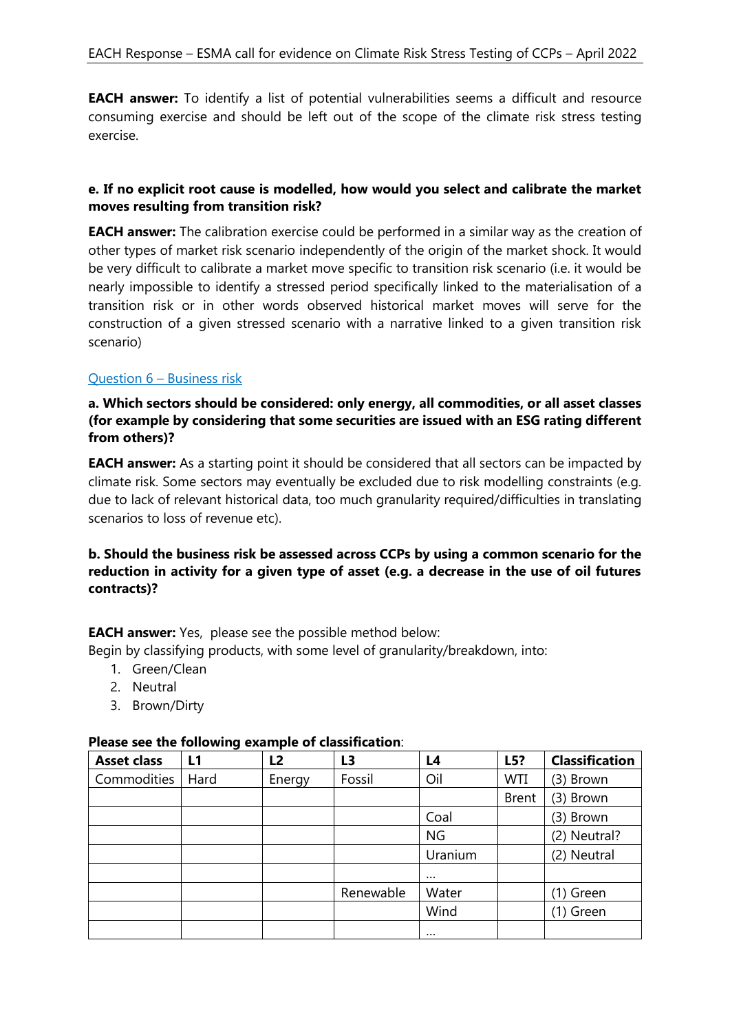**EACH answer:** To identify a list of potential vulnerabilities seems a difficult and resource consuming exercise and should be left out of the scope of the climate risk stress testing exercise.

**e. If no explicit root cause is modelled, how would you select and calibrate the market moves resulting from transition risk?**

**EACH answer:** The calibration exercise could be performed in a similar way as the creation of other types of market risk scenario independently of the origin of the market shock. It would be very difficult to calibrate a market move specific to transition risk scenario (i.e. it would be nearly impossible to identify a stressed period specifically linked to the materialisation of a transition risk or in other words observed historical market moves will serve for the construction of a given stressed scenario with a narrative linked to a given transition risk scenario)

## Question 6 – Business risk

**a. Which sectors should be considered: only energy, all commodities, or all asset classes (for example by considering that some securities are issued with an ESG rating different from others)?**

**EACH answer:** As a starting point it should be considered that all sectors can be impacted by climate risk. Some sectors may eventually be excluded due to risk modelling constraints (e.g. due to lack of relevant historical data, too much granularity required/difficulties in translating scenarios to loss of revenue etc).

**b. Should the business risk be assessed across CCPs by using a common scenario for the reduction in activity for a given type of asset (e.g. a decrease in the use of oil futures contracts)?**

**EACH answer:** Yes, please see the possible method below:

Begin by classifying products, with some level of granularity/breakdown, into:

1. Green/Clean
2. Neutral
3. Brown/Dirty

**Please see the following example of classification**:

| Asset class | L1 | L2 | L3 | L4 | L5? | Classification |
|---|---|---|---|---|---|---|
| Commodities | Hard | Energy | Fossil | Oil | WTI | (3) Brown |
| | | | | | Brent | (3) Brown |
| | | | | Coal | | (3) Brown |
| | | | | NG | | (2) Neutral? |
| | | | | Uranium | | (2) Neutral |
| | | | | … | | |
| | | | Renewable | Water | | (1) Green |
| | | | | Wind | | (1) Green |
| | | | | … | | |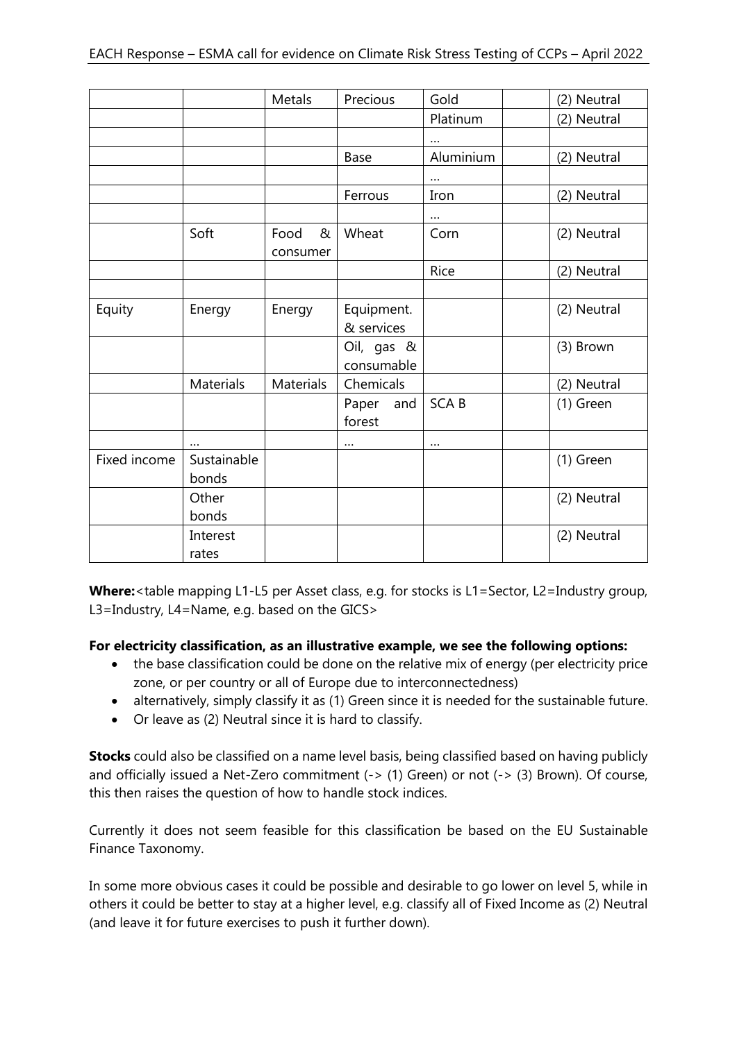| | | | | | | |
|---|---|---|---|---|---|---|
| | | Metals | Precious | Gold | | (2) Neutral |
| | | | | Platinum | | (2) Neutral |
| | | | | … | | |
| | | | Base | Aluminium | | (2) Neutral |
| | | | | … | | |
| | | | Ferrous | Iron | | (2) Neutral |
| | | | | … | | |
| | Soft | Food & consumer | Wheat | Corn | | (2) Neutral |
| | | | | Rice | | (2) Neutral |
| | | | | | | |
| Equity | Energy | Energy | Equipment. & services | | | (2) Neutral |
| | | | Oil, gas & consumable | | | (3) Brown |
| | Materials | Materials | Chemicals | | | (2) Neutral |
| | | | Paper and forest | SCA B | | (1) Green |
| | … | | … | … | | |
| Fixed income | Sustainable bonds | | | | | (1) Green |
| | Other bonds | | | | | (2) Neutral |
| | Interest rates | | | | | (2) Neutral |

**Where:**<table mapping L1-L5 per Asset class, e.g. for stocks is L1=Sector, L2=Industry group, L3=Industry, L4=Name, e.g. based on the GICS>

**For electricity classification, as an illustrative example, we see the following options:**

- the base classification could be done on the relative mix of energy (per electricity price zone, or per country or all of Europe due to interconnectedness)
- alternatively, simply classify it as (1) Green since it is needed for the sustainable future.
- Or leave as (2) Neutral since it is hard to classify.

**Stocks** could also be classified on a name level basis, being classified based on having publicly and officially issued a Net-Zero commitment (-> (1) Green) or not (-> (3) Brown). Of course, this then raises the question of how to handle stock indices.

Currently it does not seem feasible for this classification be based on the EU Sustainable Finance Taxonomy.

In some more obvious cases it could be possible and desirable to go lower on level 5, while in others it could be better to stay at a higher level, e.g. classify all of Fixed Income as (2) Neutral (and leave it for future exercises to push it further down).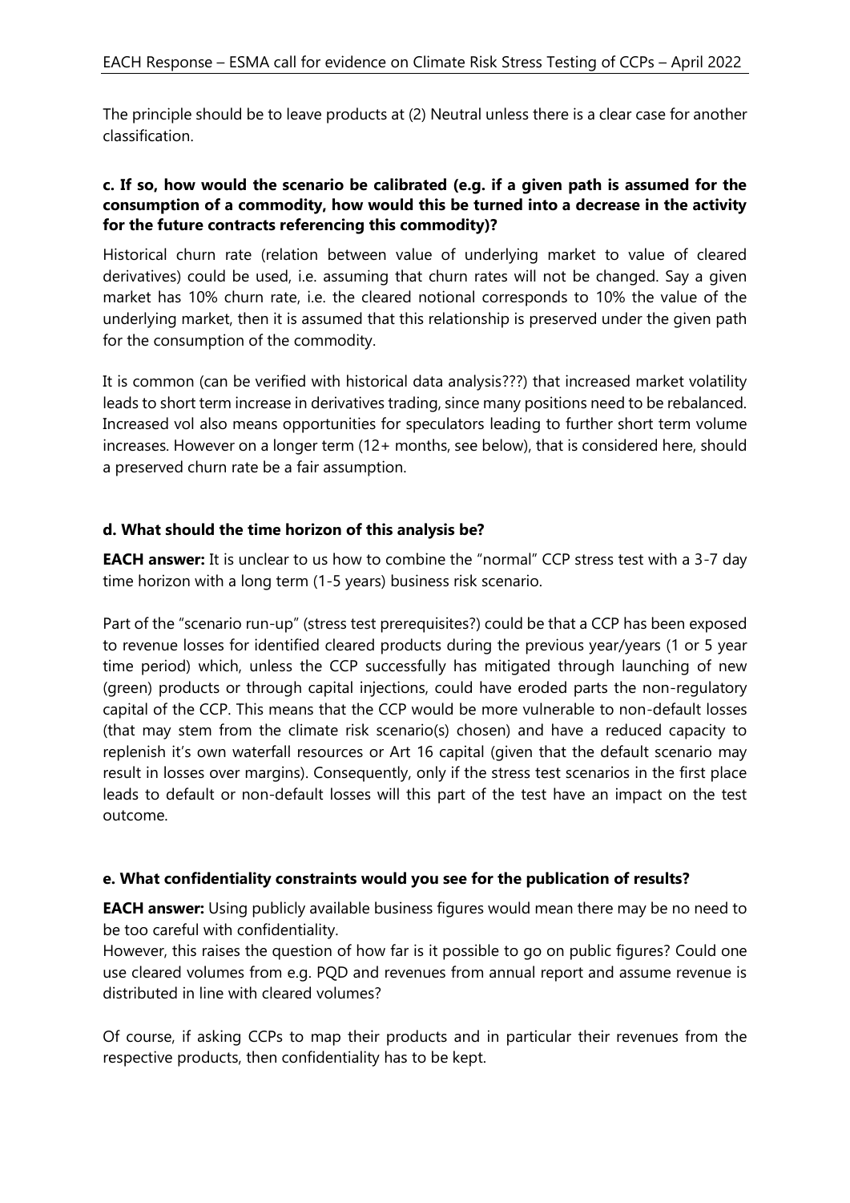The principle should be to leave products at (2) Neutral unless there is a clear case for another classification.

**c. If so, how would the scenario be calibrated (e.g. if a given path is assumed for the consumption of a commodity, how would this be turned into a decrease in the activity for the future contracts referencing this commodity)?**

Historical churn rate (relation between value of underlying market to value of cleared derivatives) could be used, i.e. assuming that churn rates will not be changed. Say a given market has 10% churn rate, i.e. the cleared notional corresponds to 10% the value of the underlying market, then it is assumed that this relationship is preserved under the given path for the consumption of the commodity.

It is common (can be verified with historical data analysis???) that increased market volatility leads to short term increase in derivatives trading, since many positions need to be rebalanced. Increased vol also means opportunities for speculators leading to further short term volume increases. However on a longer term (12+ months, see below), that is considered here, should a preserved churn rate be a fair assumption.

**d. What should the time horizon of this analysis be?**

**EACH answer:** It is unclear to us how to combine the "normal" CCP stress test with a 3-7 day time horizon with a long term (1-5 years) business risk scenario.

Part of the "scenario run-up" (stress test prerequisites?) could be that a CCP has been exposed to revenue losses for identified cleared products during the previous year/years (1 or 5 year time period) which, unless the CCP successfully has mitigated through launching of new (green) products or through capital injections, could have eroded parts the non-regulatory capital of the CCP. This means that the CCP would be more vulnerable to non-default losses (that may stem from the climate risk scenario(s) chosen) and have a reduced capacity to replenish it's own waterfall resources or Art 16 capital (given that the default scenario may result in losses over margins). Consequently, only if the stress test scenarios in the first place leads to default or non-default losses will this part of the test have an impact on the test outcome.

**e. What confidentiality constraints would you see for the publication of results?**

**EACH answer:** Using publicly available business figures would mean there may be no need to be too careful with confidentiality.
However, this raises the question of how far is it possible to go on public figures? Could one use cleared volumes from e.g. PQD and revenues from annual report and assume revenue is distributed in line with cleared volumes?

Of course, if asking CCPs to map their products and in particular their revenues from the respective products, then confidentiality has to be kept.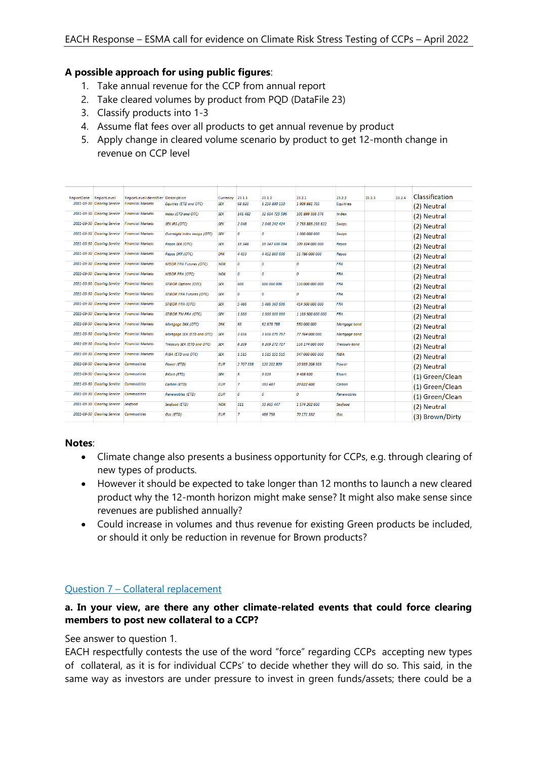**A possible approach for using public figures**:

1. Take annual revenue for the CCP from annual report
2. Take cleared volumes by product from PQD (DataFile 23)
3. Classify products into 1-3
4. Assume flat fees over all products to get annual revenue by product
5. Apply change in cleared volume scenario by product to get 12-month change in revenue on CCP level

| ReportDate | ReportLevel | ReportLevelIdentifier | Description | Currency | 23.1.1 | 23.1.2 | 23.2.1 | 23.2.2 | 23.2.3 | 23.2.4 | Classification |
|---|---|---|---|---|---|---|---|---|---|---|---|
| 2021-09-30 | Clearing Service | Financial Markets | Equities (ETD and OTC) | SEK | 68 920 | 1 250 800 110 | 1 909 881 705 | Equities | | | (2) Neutral |
| 2021-09-30 | Clearing Service | Financial Markets | Index (ETD and OTC) | SEK | 141 482 | 32 604 725 596 | 101 899 358 376 | Index | | | (2) Neutral |
| 2021-09-30 | Clearing Service | Financial Markets | SEK IRS (OTC) | SEK | 2 048 | 2 048 242 424 | 2 753 885 293 622 | Swaps | | | (2) Neutral |
| 2021-09-30 | Clearing Service | Financial Markets | Overnight index swaps (OTC) | SEK | 0 | 0 | 1 000 000 000 | Swaps | | | (2) Neutral |
| 2021-09-30 | Clearing Service | Financial Markets | Repos SEK (OTC) | SEK | 19 348 | 19 347 636 364 | 109 324 000 000 | Repos | | | (2) Neutral |
| 2021-09-30 | Clearing Service | Financial Markets | Repos DKK (OTC) | DKK | 4 453 | 4 452 863 636 | 11 786 000 000 | Repos | | | (2) Neutral |
| 2021-09-30 | Clearing Service | Financial Markets | NIBOR FRA Futures (OTC) | NOK | 0 | 0 | 0 | FRA | | | (2) Neutral |
| 2021-09-30 | Clearing Service | Financial Markets | NIBOR FRA (OTC) | NOK | 0 | 0 | 0 | FRA | | | (2) Neutral |
| 2021-09-30 | Clearing Service | Financial Markets | STIBOR Options (OTC) | SEK | 606 | 606 060 606 | 110 000 000 000 | FRA | | | (2) Neutral |
| 2021-09-30 | Clearing Service | Financial Markets | STIBOR FRA Futures (OTC) | SEK | 0 | 0 | 0 | FRA | | | (2) Neutral |
| 2021-09-30 | Clearing Service | Financial Markets | STIBOR FRA (OTC) | SEK | 5 486 | 5 486 363 636 | 414 500 000 000 | FRA | | | (2) Neutral |
| 2021-09-30 | Clearing Service | Financial Markets | STIBOR TM FRA (OTC) | SEK | 1 333 | 1 333 333 333 | 1 133 500 000 000 | FRA | | | (2) Neutral |
| 2021-09-30 | Clearing Service | Financial Markets | Mortgage DKK (OTC) | DKK | 63 | 62 878 788 | 550 000 000 | Mortgage bond | | | (2) Neutral |
| 2021-09-30 | Clearing Service | Financial Markets | Mortgage SEK (ETD and OTC) | SEK | 3 656 | 3 656 075 757 | 77 764 000 000 | Mortgage bond | | | (2) Neutral |
| 2021-09-30 | Clearing Service | Financial Markets | Treasury SEK (ETD and OTC) | SEK | 8 209 | 8 209 272 727 | 116 174 000 000 | Treasury bond | | | (2) Neutral |
| 2021-09-30 | Clearing Service | Financial Markets | RIBA (ETD and OTC) | SEK | 1 515 | 1 515 151 515 | 347 000 000 000 | RIBA | | | (2) Neutral |
| 2021-09-30 | Clearing Service | Commodities | Power (ETD) | EUR | 2 707 338 | 120 202 809 | 10 985 206 939 | Power | | | (2) Neutral |
| 2021-09-30 | Clearing Service | Commodities | ElCert (ETD) | SEK | 5 | 9 023 | 9 408 920 | Elcert | | | (1) Green/Clean |
| 2021-09-30 | Clearing Service | Commodities | Carbon (ETD) | EUR | 7 | 393 487 | 20 022 600 | Carbon | | | (1) Green/Clean |
| 2021-09-30 | Clearing Service | Commodities | Renewables (ETD) | EUR | 0 | 0 | 0 | Renewables | | | (1) Green/Clean |
| 2021-09-30 | Clearing Service | Seafood | Seafood (ETD) | NOK | 311 | 33 965 447 | 1 574 202 600 | Seafood | | | (2) Neutral |
| 2021-09-30 | Clearing Service | Commodities | Gas (ETD) | EUR | 7 | 486 758 | 70 171 332 | Gas | | | (3) Brown/Dirty |

**Notes**:

- Climate change also presents a business opportunity for CCPs, e.g. through clearing of new types of products.
- However it should be expected to take longer than 12 months to launch a new cleared product why the 12-month horizon might make sense? It might also make sense since revenues are published annually?
- Could increase in volumes and thus revenue for existing Green products be included, or should it only be reduction in revenue for Brown products?

## Question 7 – Collateral replacement

**a. In your view, are there any other climate-related events that could force clearing members to post new collateral to a CCP?**

See answer to question 1.

EACH respectfully contests the use of the word "force" regarding CCPs accepting new types of collateral, as it is for individual CCPs' to decide whether they will do so. This said, in the same way as investors are under pressure to invest in green funds/assets; there could be a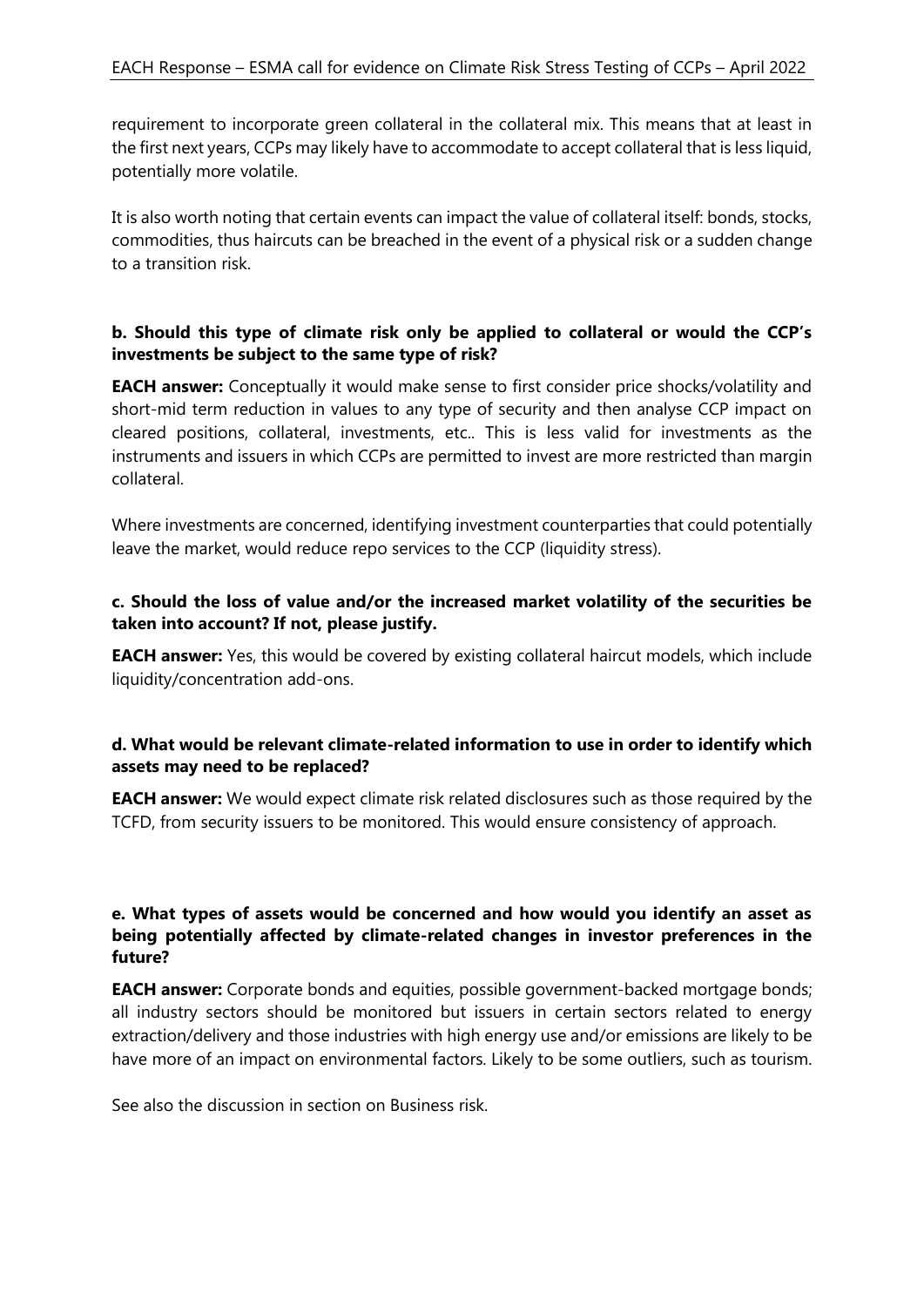requirement to incorporate green collateral in the collateral mix. This means that at least in the first next years, CCPs may likely have to accommodate to accept collateral that is less liquid, potentially more volatile.

It is also worth noting that certain events can impact the value of collateral itself: bonds, stocks, commodities, thus haircuts can be breached in the event of a physical risk or a sudden change to a transition risk.

**b. Should this type of climate risk only be applied to collateral or would the CCP's investments be subject to the same type of risk?**

**EACH answer:** Conceptually it would make sense to first consider price shocks/volatility and short-mid term reduction in values to any type of security and then analyse CCP impact on cleared positions, collateral, investments, etc.. This is less valid for investments as the instruments and issuers in which CCPs are permitted to invest are more restricted than margin collateral.

Where investments are concerned, identifying investment counterparties that could potentially leave the market, would reduce repo services to the CCP (liquidity stress).

**c. Should the loss of value and/or the increased market volatility of the securities be taken into account? If not, please justify.**

**EACH answer:** Yes, this would be covered by existing collateral haircut models, which include liquidity/concentration add-ons.

**d. What would be relevant climate-related information to use in order to identify which assets may need to be replaced?**

**EACH answer:** We would expect climate risk related disclosures such as those required by the TCFD, from security issuers to be monitored. This would ensure consistency of approach.

**e. What types of assets would be concerned and how would you identify an asset as being potentially affected by climate-related changes in investor preferences in the future?**

**EACH answer:** Corporate bonds and equities, possible government-backed mortgage bonds; all industry sectors should be monitored but issuers in certain sectors related to energy extraction/delivery and those industries with high energy use and/or emissions are likely to be have more of an impact on environmental factors. Likely to be some outliers, such as tourism.

See also the discussion in section on Business risk.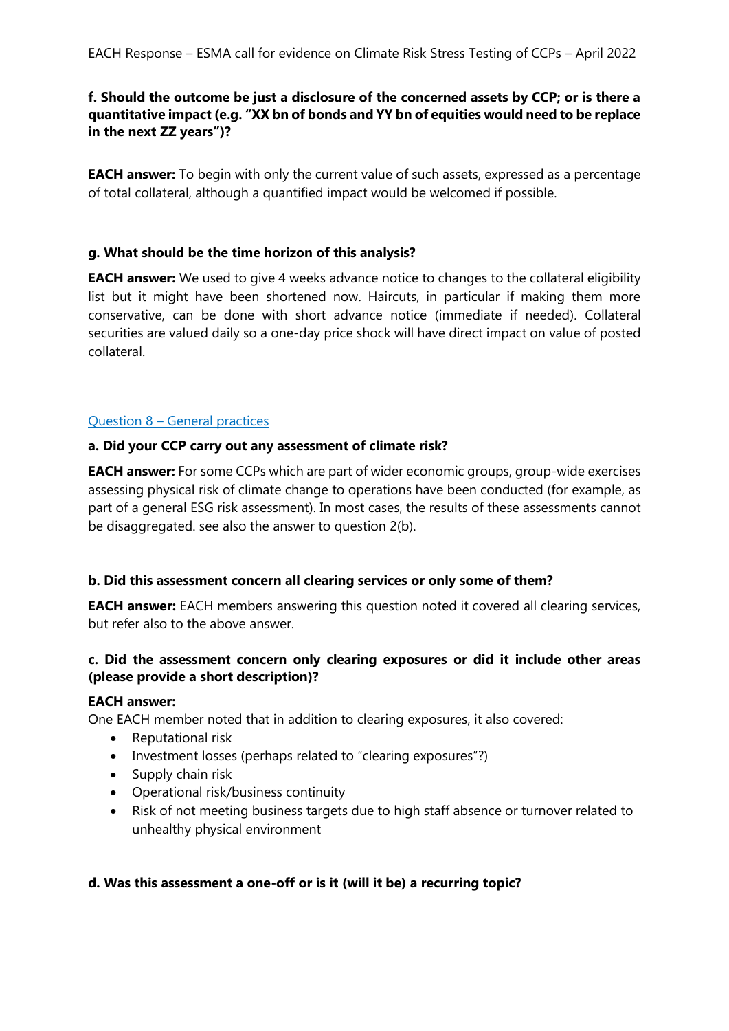**f. Should the outcome be just a disclosure of the concerned assets by CCP; or is there a quantitative impact (e.g. "XX bn of bonds and YY bn of equities would need to be replace in the next ZZ years")?**

**EACH answer:** To begin with only the current value of such assets, expressed as a percentage of total collateral, although a quantified impact would be welcomed if possible.

**g. What should be the time horizon of this analysis?**

**EACH answer:** We used to give 4 weeks advance notice to changes to the collateral eligibility list but it might have been shortened now. Haircuts, in particular if making them more conservative, can be done with short advance notice (immediate if needed). Collateral securities are valued daily so a one-day price shock will have direct impact on value of posted collateral.

Question 8 – General practices

**a. Did your CCP carry out any assessment of climate risk?**

**EACH answer:** For some CCPs which are part of wider economic groups, group-wide exercises assessing physical risk of climate change to operations have been conducted (for example, as part of a general ESG risk assessment). In most cases, the results of these assessments cannot be disaggregated. see also the answer to question 2(b).

**b. Did this assessment concern all clearing services or only some of them?**

**EACH answer:** EACH members answering this question noted it covered all clearing services, but refer also to the above answer.

**c. Did the assessment concern only clearing exposures or did it include other areas (please provide a short description)?**

**EACH answer:**

One EACH member noted that in addition to clearing exposures, it also covered:

- Reputational risk
- Investment losses (perhaps related to "clearing exposures"?)
- Supply chain risk
- Operational risk/business continuity
- Risk of not meeting business targets due to high staff absence or turnover related to unhealthy physical environment

**d. Was this assessment a one-off or is it (will it be) a recurring topic?**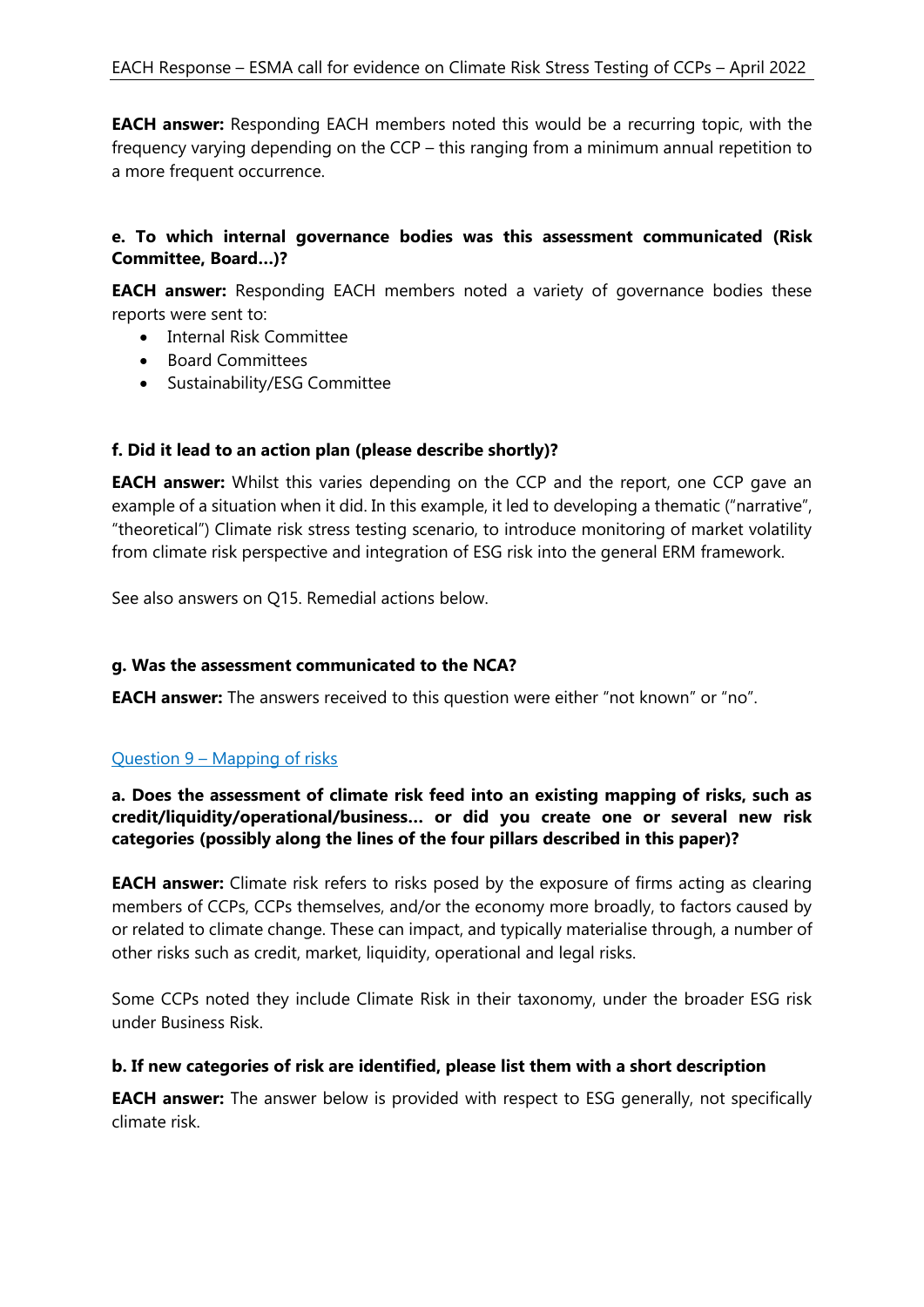**EACH answer:** Responding EACH members noted this would be a recurring topic, with the frequency varying depending on the CCP – this ranging from a minimum annual repetition to a more frequent occurrence.

**e. To which internal governance bodies was this assessment communicated (Risk Committee, Board…)?**

**EACH answer:** Responding EACH members noted a variety of governance bodies these reports were sent to:

- Internal Risk Committee
- Board Committees
- Sustainability/ESG Committee

**f. Did it lead to an action plan (please describe shortly)?**

**EACH answer:** Whilst this varies depending on the CCP and the report, one CCP gave an example of a situation when it did. In this example, it led to developing a thematic ("narrative", "theoretical") Climate risk stress testing scenario, to introduce monitoring of market volatility from climate risk perspective and integration of ESG risk into the general ERM framework.

See also answers on Q15. Remedial actions below.

**g. Was the assessment communicated to the NCA?**

**EACH answer:** The answers received to this question were either "not known" or "no".

Question 9 – Mapping of risks

**a. Does the assessment of climate risk feed into an existing mapping of risks, such as credit/liquidity/operational/business… or did you create one or several new risk categories (possibly along the lines of the four pillars described in this paper)?**

**EACH answer:** Climate risk refers to risks posed by the exposure of firms acting as clearing members of CCPs, CCPs themselves, and/or the economy more broadly, to factors caused by or related to climate change. These can impact, and typically materialise through, a number of other risks such as credit, market, liquidity, operational and legal risks.

Some CCPs noted they include Climate Risk in their taxonomy, under the broader ESG risk under Business Risk.

**b. If new categories of risk are identified, please list them with a short description**

**EACH answer:** The answer below is provided with respect to ESG generally, not specifically climate risk.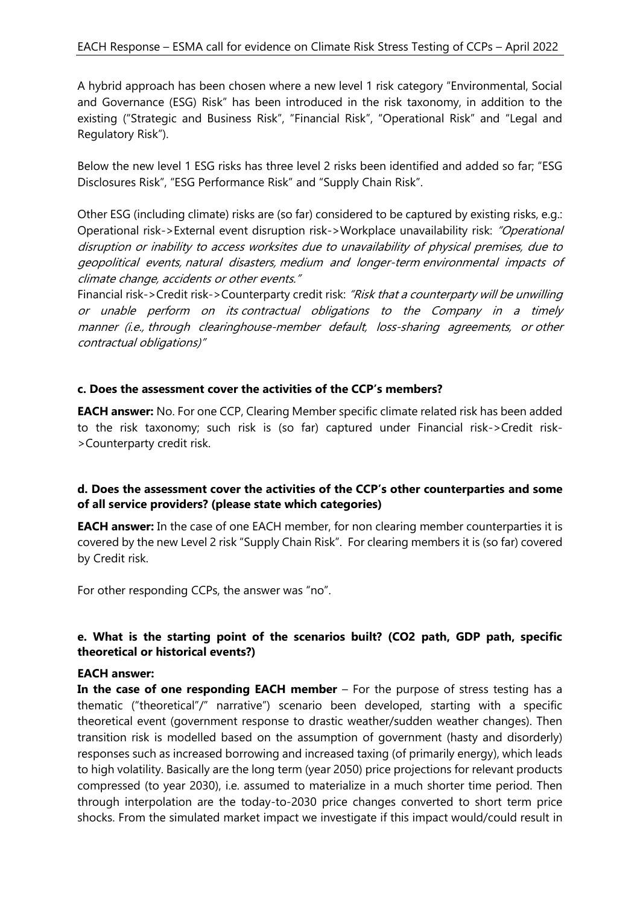A hybrid approach has been chosen where a new level 1 risk category "Environmental, Social and Governance (ESG) Risk" has been introduced in the risk taxonomy, in addition to the existing ("Strategic and Business Risk", "Financial Risk", "Operational Risk" and "Legal and Regulatory Risk").

Below the new level 1 ESG risks has three level 2 risks been identified and added so far; "ESG Disclosures Risk", "ESG Performance Risk" and "Supply Chain Risk".

Other ESG (including climate) risks are (so far) considered to be captured by existing risks, e.g.: Operational risk->External event disruption risk->Workplace unavailability risk: *"Operational disruption or inability to access worksites due to unavailability of physical premises, due to geopolitical events, natural disasters, medium and longer-term environmental impacts of climate change, accidents or other events."*
Financial risk->Credit risk->Counterparty credit risk: *"Risk that a counterparty will be unwilling or unable perform on its contractual obligations to the Company in a timely manner (i.e., through clearinghouse-member default, loss-sharing agreements, or other contractual obligations)"*

**c. Does the assessment cover the activities of the CCP's members?**

**EACH answer:** No. For one CCP, Clearing Member specific climate related risk has been added to the risk taxonomy; such risk is (so far) captured under Financial risk->Credit risk->Counterparty credit risk.

**d. Does the assessment cover the activities of the CCP's other counterparties and some of all service providers? (please state which categories)**

**EACH answer:** In the case of one EACH member, for non clearing member counterparties it is covered by the new Level 2 risk "Supply Chain Risk". For clearing members it is (so far) covered by Credit risk.

For other responding CCPs, the answer was "no".

**e. What is the starting point of the scenarios built? (CO2 path, GDP path, specific theoretical or historical events?)**

**EACH answer:**
**In the case of one responding EACH member** – For the purpose of stress testing has a thematic ("theoretical"/" narrative") scenario been developed, starting with a specific theoretical event (government response to drastic weather/sudden weather changes). Then transition risk is modelled based on the assumption of government (hasty and disorderly) responses such as increased borrowing and increased taxing (of primarily energy), which leads to high volatility. Basically are the long term (year 2050) price projections for relevant products compressed (to year 2030), i.e. assumed to materialize in a much shorter time period. Then through interpolation are the today-to-2030 price changes converted to short term price shocks. From the simulated market impact we investigate if this impact would/could result in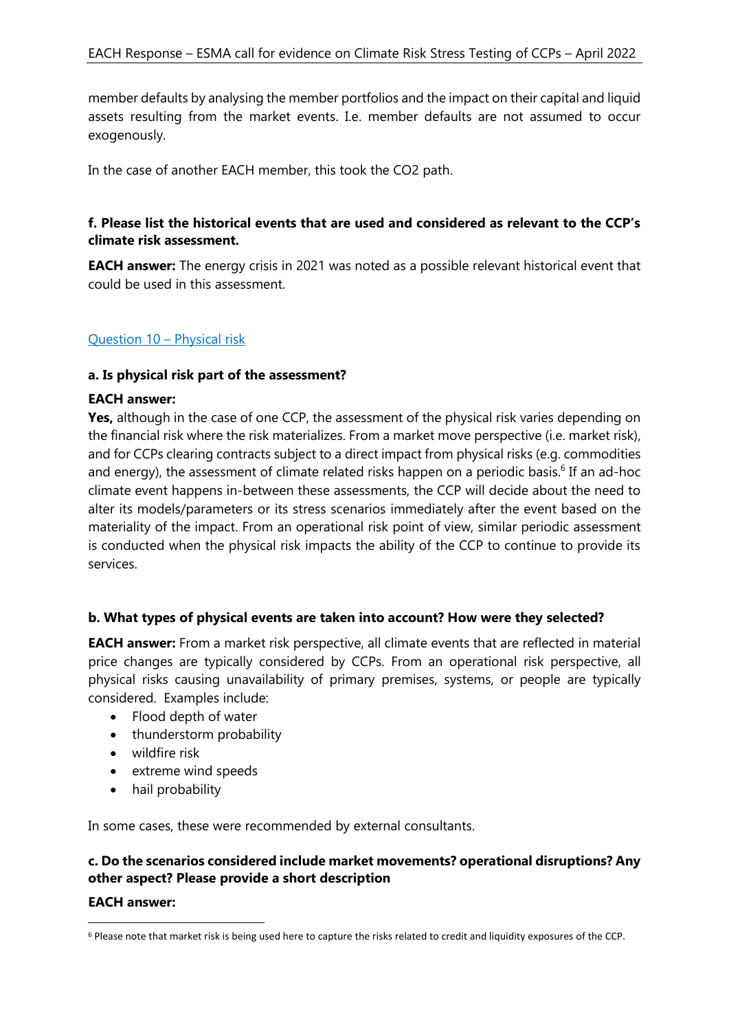member defaults by analysing the member portfolios and the impact on their capital and liquid assets resulting from the market events. I.e. member defaults are not assumed to occur exogenously.

In the case of another EACH member, this took the $CO_2$ path.

**f. Please list the historical events that are used and considered as relevant to the CCP's climate risk assessment.**

**EACH answer:** The energy crisis in 2021 was noted as a possible relevant historical event that could be used in this assessment.

### Question 10 – Physical risk

**a. Is physical risk part of the assessment?**

**EACH answer:**

**Yes,** although in the case of one CCP, the assessment of the physical risk varies depending on the financial risk where the risk materializes. From a market move perspective (i.e. market risk), and for CCPs clearing contracts subject to a direct impact from physical risks (e.g. commodities and energy), the assessment of climate related risks happen on a periodic basis.[6] If an ad-hoc climate event happens in-between these assessments, the CCP will decide about the need to alter its models/parameters or its stress scenarios immediately after the event based on the materiality of the impact. From an operational risk point of view, similar periodic assessment is conducted when the physical risk impacts the ability of the CCP to continue to provide its services.

**b. What types of physical events are taken into account? How were they selected?**

**EACH answer:** From a market risk perspective, all climate events that are reflected in material price changes are typically considered by CCPs. From an operational risk perspective, all physical risks causing unavailability of primary premises, systems, or people are typically considered. Examples include:

- Flood depth of water
- thunderstorm probability
- wildfire risk
- extreme wind speeds
- hail probability

In some cases, these were recommended by external consultants.

**c. Do the scenarios considered include market movements? operational disruptions? Any other aspect? Please provide a short description**

**EACH answer:**

[6] Please note that market risk is being used here to capture the risks related to credit and liquidity exposures of the CCP.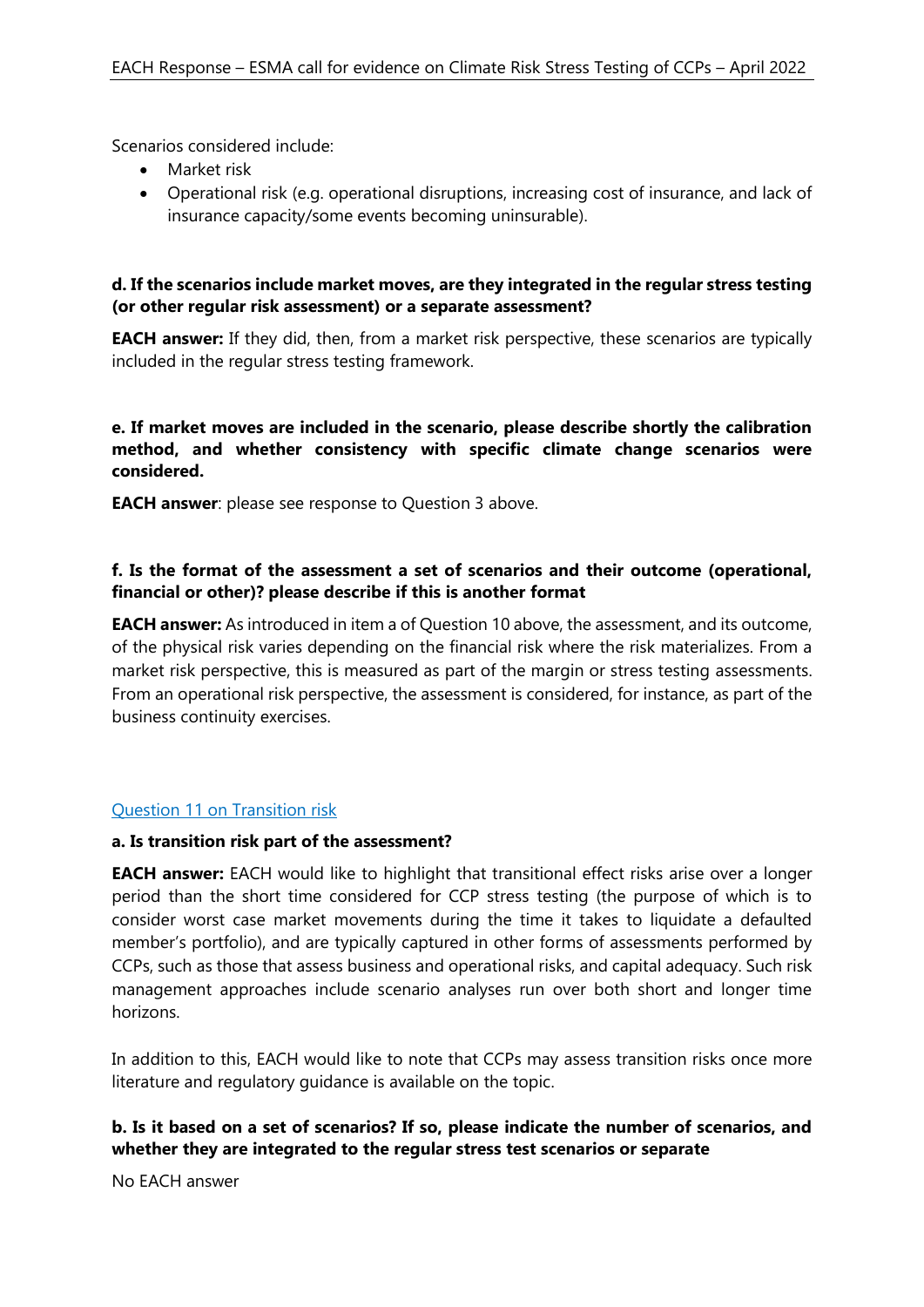Scenarios considered include:

- Market risk
- Operational risk (e.g. operational disruptions, increasing cost of insurance, and lack of insurance capacity/some events becoming uninsurable).

**d. If the scenarios include market moves, are they integrated in the regular stress testing (or other regular risk assessment) or a separate assessment?**

**EACH answer:** If they did, then, from a market risk perspective, these scenarios are typically included in the regular stress testing framework.

**e. If market moves are included in the scenario, please describe shortly the calibration method, and whether consistency with specific climate change scenarios were considered.**

**EACH answer**: please see response to Question 3 above.

**f. Is the format of the assessment a set of scenarios and their outcome (operational, financial or other)? please describe if this is another format**

**EACH answer:** As introduced in item a of Question 10 above, the assessment, and its outcome, of the physical risk varies depending on the financial risk where the risk materializes. From a market risk perspective, this is measured as part of the margin or stress testing assessments. From an operational risk perspective, the assessment is considered, for instance, as part of the business continuity exercises.

Question 11 on Transition risk

**a. Is transition risk part of the assessment?**

**EACH answer:** EACH would like to highlight that transitional effect risks arise over a longer period than the short time considered for CCP stress testing (the purpose of which is to consider worst case market movements during the time it takes to liquidate a defaulted member's portfolio), and are typically captured in other forms of assessments performed by CCPs, such as those that assess business and operational risks, and capital adequacy. Such risk management approaches include scenario analyses run over both short and longer time horizons.

In addition to this, EACH would like to note that CCPs may assess transition risks once more literature and regulatory guidance is available on the topic.

**b. Is it based on a set of scenarios? If so, please indicate the number of scenarios, and whether they are integrated to the regular stress test scenarios or separate**

No EACH answer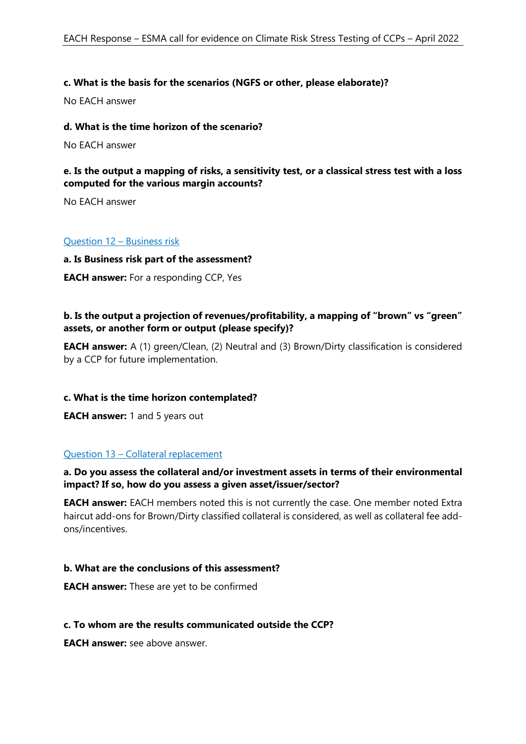**c. What is the basis for the scenarios (NGFS or other, please elaborate)?**

No EACH answer

**d. What is the time horizon of the scenario?**

No EACH answer

**e. Is the output a mapping of risks, a sensitivity test, or a classical stress test with a loss computed for the various margin accounts?**

No EACH answer

Question 12 – Business risk

**a. Is Business risk part of the assessment?**

**EACH answer:** For a responding CCP, Yes

**b. Is the output a projection of revenues/profitability, a mapping of "brown" vs "green" assets, or another form or output (please specify)?**

**EACH answer:** A (1) green/Clean, (2) Neutral and (3) Brown/Dirty classification is considered by a CCP for future implementation.

**c. What is the time horizon contemplated?**

**EACH answer:** 1 and 5 years out

Question 13 – Collateral replacement

**a. Do you assess the collateral and/or investment assets in terms of their environmental impact? If so, how do you assess a given asset/issuer/sector?**

**EACH answer:** EACH members noted this is not currently the case. One member noted Extra haircut add-ons for Brown/Dirty classified collateral is considered, as well as collateral fee add-ons/incentives.

**b. What are the conclusions of this assessment?**

**EACH answer:** These are yet to be confirmed

**c. To whom are the results communicated outside the CCP?**

**EACH answer:** see above answer.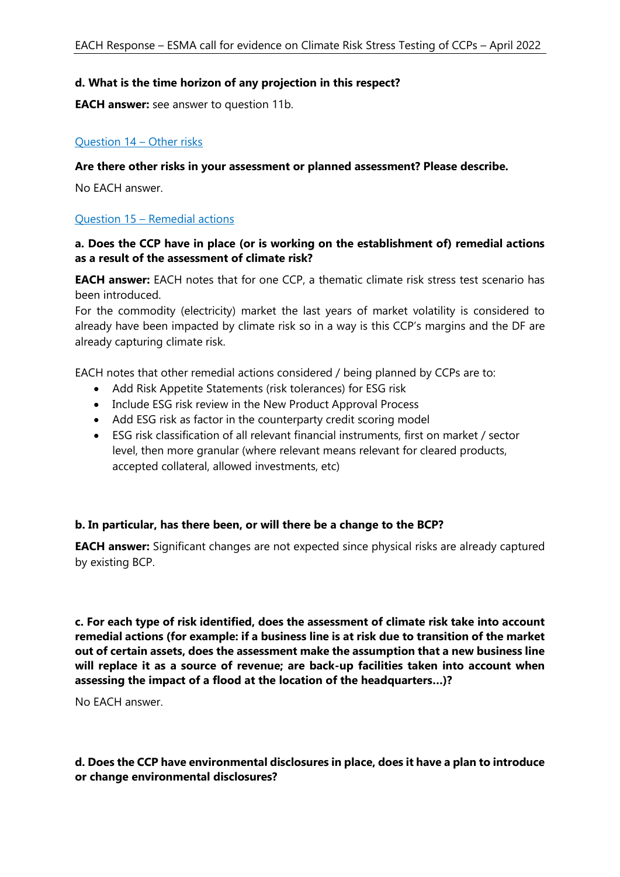**d. What is the time horizon of any projection in this respect?**

**EACH answer:** see answer to question 11b.

## Question 14 – Other risks

**Are there other risks in your assessment or planned assessment? Please describe.**

No EACH answer.

## Question 15 – Remedial actions

**a. Does the CCP have in place (or is working on the establishment of) remedial actions as a result of the assessment of climate risk?**

**EACH answer:** EACH notes that for one CCP, a thematic climate risk stress test scenario has been introduced.
For the commodity (electricity) market the last years of market volatility is considered to already have been impacted by climate risk so in a way is this CCP's margins and the DF are already capturing climate risk.

EACH notes that other remedial actions considered / being planned by CCPs are to:

- Add Risk Appetite Statements (risk tolerances) for ESG risk
- Include ESG risk review in the New Product Approval Process
- Add ESG risk as factor in the counterparty credit scoring model
- ESG risk classification of all relevant financial instruments, first on market / sector level, then more granular (where relevant means relevant for cleared products, accepted collateral, allowed investments, etc)

**b. In particular, has there been, or will there be a change to the BCP?**

**EACH answer:** Significant changes are not expected since physical risks are already captured by existing BCP.

**c. For each type of risk identified, does the assessment of climate risk take into account remedial actions (for example: if a business line is at risk due to transition of the market out of certain assets, does the assessment make the assumption that a new business line will replace it as a source of revenue; are back-up facilities taken into account when assessing the impact of a flood at the location of the headquarters…)?**

No EACH answer.

**d. Does the CCP have environmental disclosures in place, does it have a plan to introduce or change environmental disclosures?**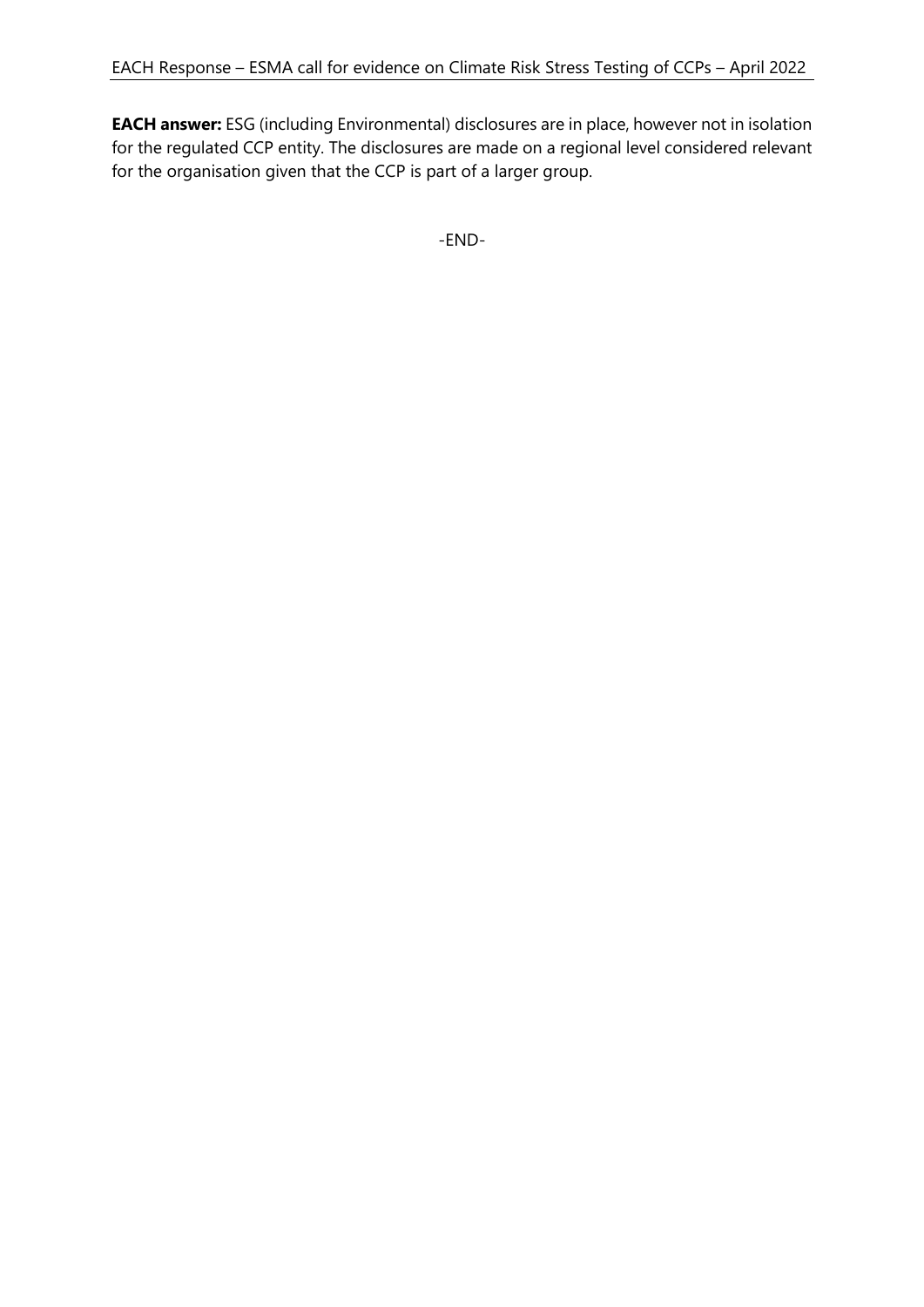**EACH answer:** ESG (including Environmental) disclosures are in place, however not in isolation for the regulated CCP entity. The disclosures are made on a regional level considered relevant for the organisation given that the CCP is part of a larger group.

-END-